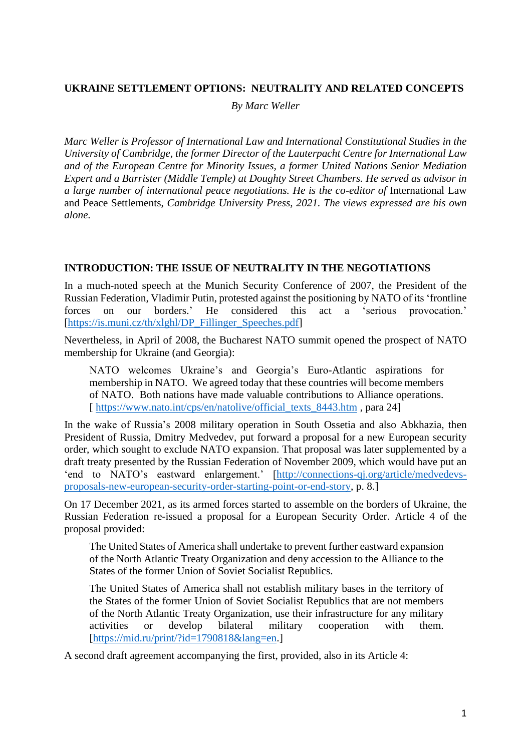# UKRAINE SETTLEMENT OPTIONS: NEUTRALITY AND RELATED CONCEPTS

*By Marc Weller*

*Marc Weller is Professor of International Law and International Constitutional Studies in the University of Cambridge, the former Director of the Lauterpacht Centre for International Law and of the European Centre for Minority Issues, a former United Nations Senior Mediation Expert and a Barrister (Middle Temple) at Doughty Street Chambers. He served as advisor in a large number of international peace negotiations. He is the co-editor of* International Law and Peace Settlements, *Cambridge University Press, 2021. The views expressed are his own alone.*

## INTRODUCTION: THE ISSUE OF NEUTRALITY IN THE NEGOTIATIONS

In a much-noted speech at the Munich Security Conference of 2007, the President of the Russian Federation, Vladimir Putin, protested against the positioning by NATO of its 'frontline forces on our borders.' He considered this act a 'serious provocation.' [https://is.muni.cz/th/xlghl/DP_Fillinger_Speeches.pdf]

Nevertheless, in April of 2008, the Bucharest NATO summit opened the prospect of NATO membership for Ukraine (and Georgia):

> NATO welcomes Ukraine's and Georgia's Euro-Atlantic aspirations for membership in NATO. We agreed today that these countries will become members of NATO. Both nations have made valuable contributions to Alliance operations. [ https://www.nato.int/cps/en/natolive/official_texts_8443.htm , para 24]

In the wake of Russia's 2008 military operation in South Ossetia and also Abkhazia, then President of Russia, Dmitry Medvedev, put forward a proposal for a new European security order, which sought to exclude NATO expansion. That proposal was later supplemented by a draft treaty presented by the Russian Federation of November 2009, which would have put an 'end to NATO's eastward enlargement.' [http://connections-qj.org/article/medvedevs-proposals-new-european-security-order-starting-point-or-end-story, p. 8.]

On 17 December 2021, as its armed forces started to assemble on the borders of Ukraine, the Russian Federation re-issued a proposal for a European Security Order. Article 4 of the proposal provided:

> The United States of America shall undertake to prevent further eastward expansion of the North Atlantic Treaty Organization and deny accession to the Alliance to the States of the former Union of Soviet Socialist Republics.
>
> The United States of America shall not establish military bases in the territory of the States of the former Union of Soviet Socialist Republics that are not members of the North Atlantic Treaty Organization, use their infrastructure for any military activities or develop bilateral military cooperation with them. [https://mid.ru/print/?id=1790818&lang=en.]

A second draft agreement accompanying the first, provided, also in its Article 4: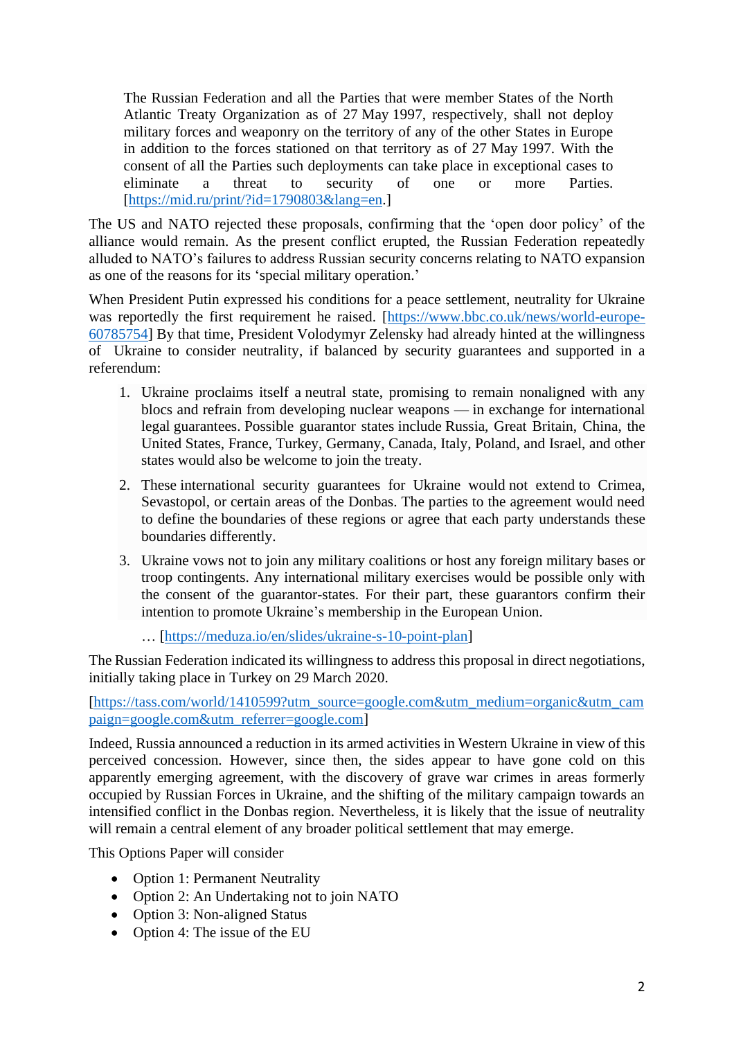> The Russian Federation and all the Parties that were member States of the North Atlantic Treaty Organization as of 27 May 1997, respectively, shall not deploy military forces and weaponry on the territory of any of the other States in Europe in addition to the forces stationed on that territory as of 27 May 1997. With the consent of all the Parties such deployments can take place in exceptional cases to eliminate a threat to security of one or more Parties. [https://mid.ru/print/?id=1790803&lang=en.]

The US and NATO rejected these proposals, confirming that the 'open door policy' of the alliance would remain. As the present conflict erupted, the Russian Federation repeatedly alluded to NATO's failures to address Russian security concerns relating to NATO expansion as one of the reasons for its 'special military operation.'

When President Putin expressed his conditions for a peace settlement, neutrality for Ukraine was reportedly the first requirement he raised. [https://www.bbc.co.uk/news/world-europe-60785754] By that time, President Volodymyr Zelensky had already hinted at the willingness of Ukraine to consider neutrality, if balanced by security guarantees and supported in a referendum:

> 1. Ukraine proclaims itself a neutral state, promising to remain nonaligned with any blocs and refrain from developing nuclear weapons — in exchange for international legal guarantees. Possible guarantor states include Russia, Great Britain, China, the United States, France, Turkey, Germany, Canada, Italy, Poland, and Israel, and other states would also be welcome to join the treaty.
> 2. These international security guarantees for Ukraine would not extend to Crimea, Sevastopol, or certain areas of the Donbas. The parties to the agreement would need to define the boundaries of these regions or agree that each party understands these boundaries differently.
> 3. Ukraine vows not to join any military coalitions or host any foreign military bases or troop contingents. Any international military exercises would be possible only with the consent of the guarantor-states. For their part, these guarantors confirm their intention to promote Ukraine's membership in the European Union.
>
> … [https://meduza.io/en/slides/ukraine-s-10-point-plan]

The Russian Federation indicated its willingness to address this proposal in direct negotiations, initially taking place in Turkey on 29 March 2020.

[https://tass.com/world/1410599?utm_source=google.com&utm_medium=organic&utm_campaign=google.com&utm_referrer=google.com]

Indeed, Russia announced a reduction in its armed activities in Western Ukraine in view of this perceived concession. However, since then, the sides appear to have gone cold on this apparently emerging agreement, with the discovery of grave war crimes in areas formerly occupied by Russian Forces in Ukraine, and the shifting of the military campaign towards an intensified conflict in the Donbas region. Nevertheless, it is likely that the issue of neutrality will remain a central element of any broader political settlement that may emerge.

This Options Paper will consider

- Option 1: Permanent Neutrality
- Option 2: An Undertaking not to join NATO
- Option 3: Non-aligned Status
- Option 4: The issue of the EU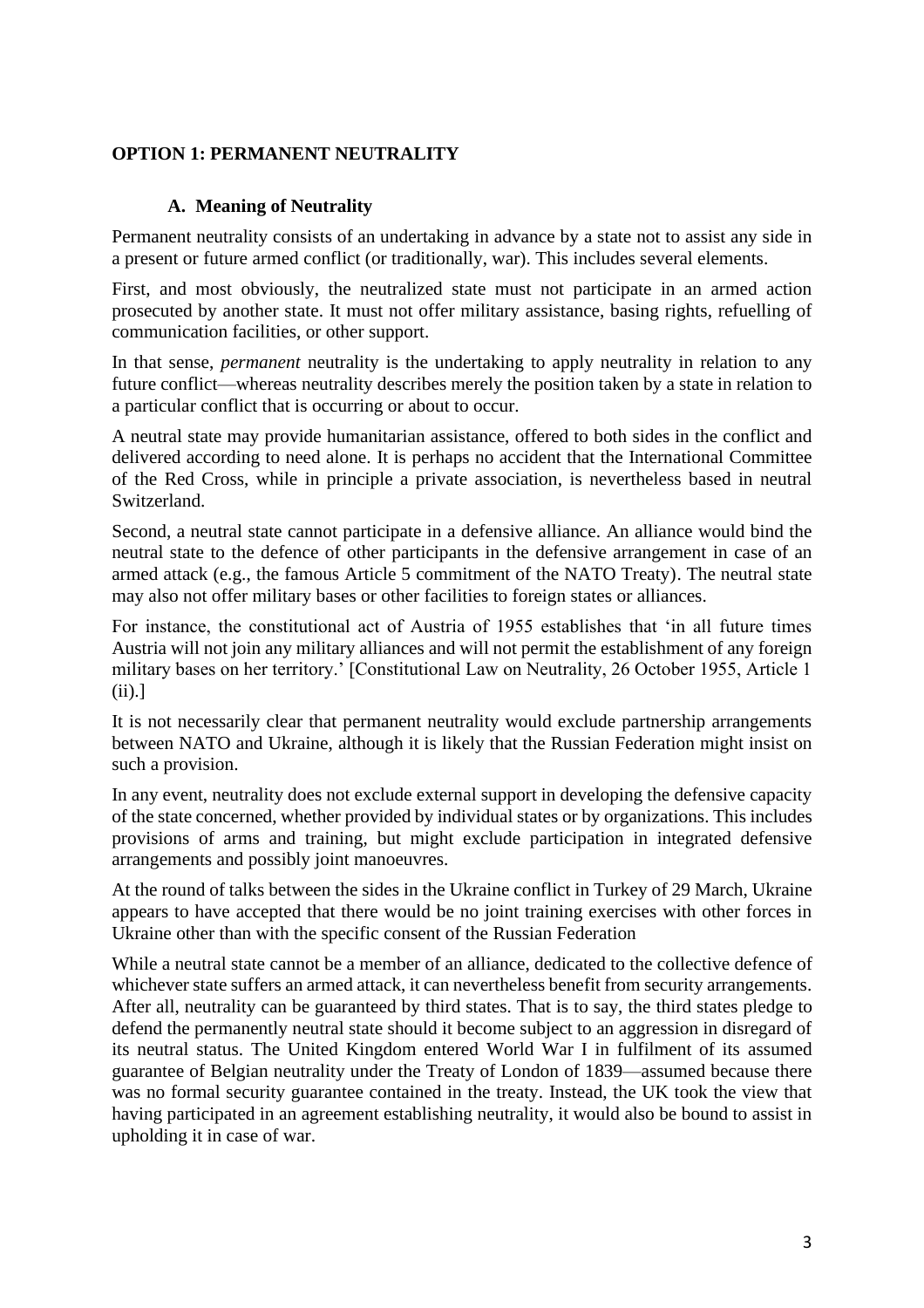## OPTION 1: PERMANENT NEUTRALITY

### A. Meaning of Neutrality

Permanent neutrality consists of an undertaking in advance by a state not to assist any side in a present or future armed conflict (or traditionally, war). This includes several elements.

First, and most obviously, the neutralized state must not participate in an armed action prosecuted by another state. It must not offer military assistance, basing rights, refuelling of communication facilities, or other support.

In that sense, *permanent* neutrality is the undertaking to apply neutrality in relation to any future conflict—whereas neutrality describes merely the position taken by a state in relation to a particular conflict that is occurring or about to occur.

A neutral state may provide humanitarian assistance, offered to both sides in the conflict and delivered according to need alone. It is perhaps no accident that the International Committee of the Red Cross, while in principle a private association, is nevertheless based in neutral Switzerland.

Second, a neutral state cannot participate in a defensive alliance. An alliance would bind the neutral state to the defence of other participants in the defensive arrangement in case of an armed attack (e.g., the famous Article 5 commitment of the NATO Treaty). The neutral state may also not offer military bases or other facilities to foreign states or alliances.

For instance, the constitutional act of Austria of 1955 establishes that 'in all future times Austria will not join any military alliances and will not permit the establishment of any foreign military bases on her territory.' [Constitutional Law on Neutrality, 26 October 1955, Article 1 (ii).]

It is not necessarily clear that permanent neutrality would exclude partnership arrangements between NATO and Ukraine, although it is likely that the Russian Federation might insist on such a provision.

In any event, neutrality does not exclude external support in developing the defensive capacity of the state concerned, whether provided by individual states or by organizations. This includes provisions of arms and training, but might exclude participation in integrated defensive arrangements and possibly joint manoeuvres.

At the round of talks between the sides in the Ukraine conflict in Turkey of 29 March, Ukraine appears to have accepted that there would be no joint training exercises with other forces in Ukraine other than with the specific consent of the Russian Federation

While a neutral state cannot be a member of an alliance, dedicated to the collective defence of whichever state suffers an armed attack, it can nevertheless benefit from security arrangements. After all, neutrality can be guaranteed by third states. That is to say, the third states pledge to defend the permanently neutral state should it become subject to an aggression in disregard of its neutral status. The United Kingdom entered World War I in fulfilment of its assumed guarantee of Belgian neutrality under the Treaty of London of 1839—assumed because there was no formal security guarantee contained in the treaty. Instead, the UK took the view that having participated in an agreement establishing neutrality, it would also be bound to assist in upholding it in case of war.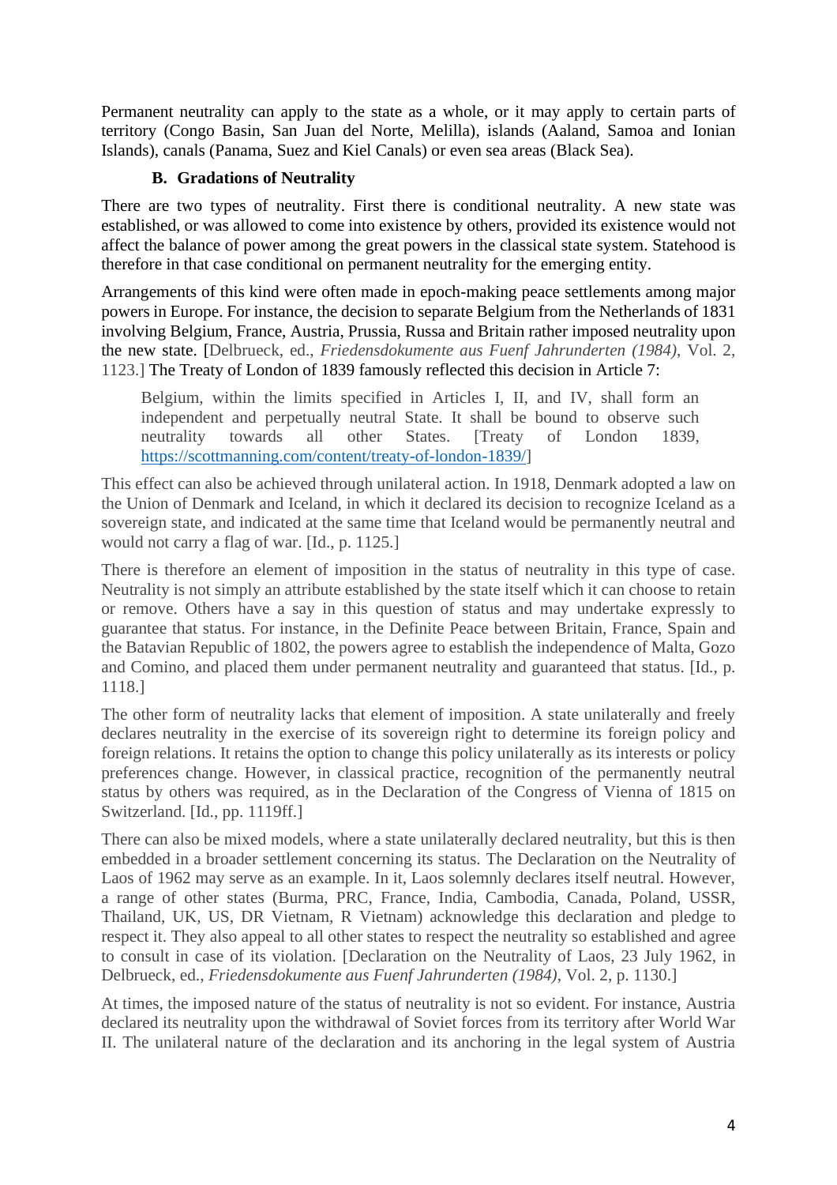Permanent neutrality can apply to the state as a whole, or it may apply to certain parts of territory (Congo Basin, San Juan del Norte, Melilla), islands (Aaland, Samoa and Ionian Islands), canals (Panama, Suez and Kiel Canals) or even sea areas (Black Sea).

### B. Gradations of Neutrality

There are two types of neutrality. First there is conditional neutrality. A new state was established, or was allowed to come into existence by others, provided its existence would not affect the balance of power among the great powers in the classical state system. Statehood is therefore in that case conditional on permanent neutrality for the emerging entity.

Arrangements of this kind were often made in epoch-making peace settlements among major powers in Europe. For instance, the decision to separate Belgium from the Netherlands of 1831 involving Belgium, France, Austria, Prussia, Russa and Britain rather imposed neutrality upon the new state. [Delbrueck, ed., *Friedensdokumente aus Fuenf Jahrunderten (1984)*, Vol. 2, 1123.] The Treaty of London of 1839 famously reflected this decision in Article 7:

> Belgium, within the limits specified in Articles I, II, and IV, shall form an independent and perpetually neutral State. It shall be bound to observe such neutrality towards all other States. [Treaty of London 1839, https://scottmanning.com/content/treaty-of-london-1839/]

This effect can also be achieved through unilateral action. In 1918, Denmark adopted a law on the Union of Denmark and Iceland, in which it declared its decision to recognize Iceland as a sovereign state, and indicated at the same time that Iceland would be permanently neutral and would not carry a flag of war. [Id., p. 1125.]

There is therefore an element of imposition in the status of neutrality in this type of case. Neutrality is not simply an attribute established by the state itself which it can choose to retain or remove. Others have a say in this question of status and may undertake expressly to guarantee that status. For instance, in the Definite Peace between Britain, France, Spain and the Batavian Republic of 1802, the powers agree to establish the independence of Malta, Gozo and Comino, and placed them under permanent neutrality and guaranteed that status. [Id., p. 1118.]

The other form of neutrality lacks that element of imposition. A state unilaterally and freely declares neutrality in the exercise of its sovereign right to determine its foreign policy and foreign relations. It retains the option to change this policy unilaterally as its interests or policy preferences change. However, in classical practice, recognition of the permanently neutral status by others was required, as in the Declaration of the Congress of Vienna of 1815 on Switzerland. [Id., pp. 1119ff.]

There can also be mixed models, where a state unilaterally declared neutrality, but this is then embedded in a broader settlement concerning its status. The Declaration on the Neutrality of Laos of 1962 may serve as an example. In it, Laos solemnly declares itself neutral. However, a range of other states (Burma, PRC, France, India, Cambodia, Canada, Poland, USSR, Thailand, UK, US, DR Vietnam, R Vietnam) acknowledge this declaration and pledge to respect it. They also appeal to all other states to respect the neutrality so established and agree to consult in case of its violation. [Declaration on the Neutrality of Laos, 23 July 1962, in Delbrueck, ed., *Friedensdokumente aus Fuenf Jahrunderten (1984)*, Vol. 2, p. 1130.]

At times, the imposed nature of the status of neutrality is not so evident. For instance, Austria declared its neutrality upon the withdrawal of Soviet forces from its territory after World War II. The unilateral nature of the declaration and its anchoring in the legal system of Austria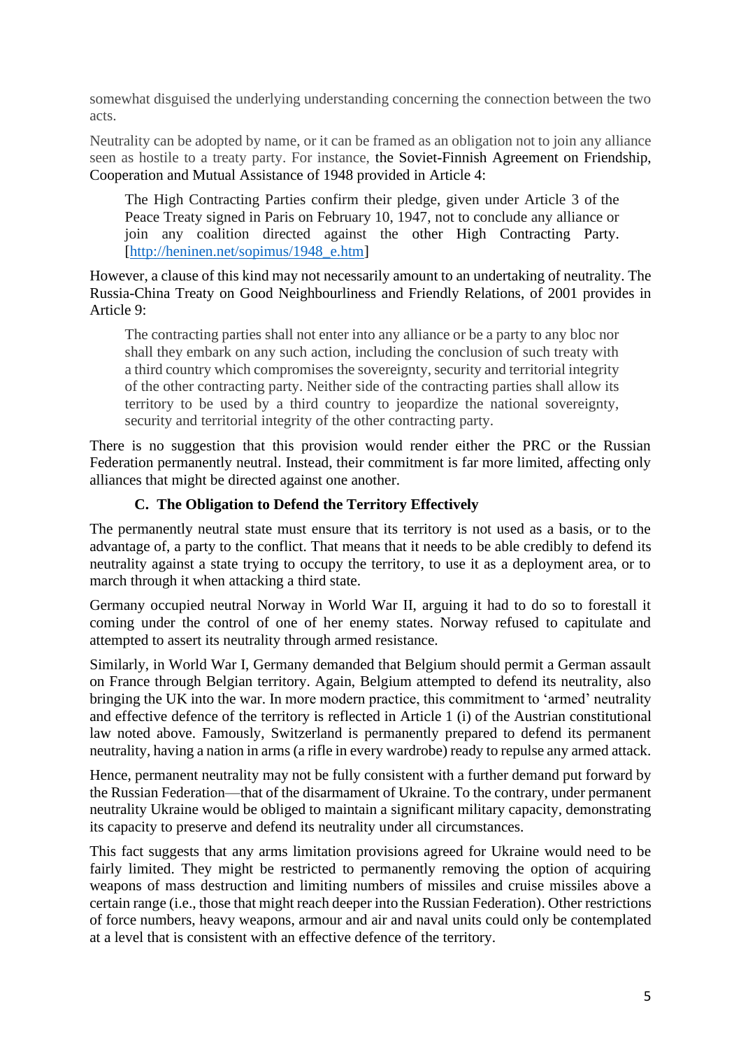somewhat disguised the underlying understanding concerning the connection between the two acts.

Neutrality can be adopted by name, or it can be framed as an obligation not to join any alliance seen as hostile to a treaty party. For instance, the Soviet-Finnish Agreement on Friendship, Cooperation and Mutual Assistance of 1948 provided in Article 4:

> The High Contracting Parties confirm their pledge, given under Article 3 of the Peace Treaty signed in Paris on February 10, 1947, not to conclude any alliance or join any coalition directed against the other High Contracting Party. [http://heninen.net/sopimus/1948_e.htm]

However, a clause of this kind may not necessarily amount to an undertaking of neutrality. The Russia-China Treaty on Good Neighbourliness and Friendly Relations, of 2001 provides in Article 9:

> The contracting parties shall not enter into any alliance or be a party to any bloc nor shall they embark on any such action, including the conclusion of such treaty with a third country which compromises the sovereignty, security and territorial integrity of the other contracting party. Neither side of the contracting parties shall allow its territory to be used by a third country to jeopardize the national sovereignty, security and territorial integrity of the other contracting party.

There is no suggestion that this provision would render either the PRC or the Russian Federation permanently neutral. Instead, their commitment is far more limited, affecting only alliances that might be directed against one another.

### C. The Obligation to Defend the Territory Effectively

The permanently neutral state must ensure that its territory is not used as a basis, or to the advantage of, a party to the conflict. That means that it needs to be able credibly to defend its neutrality against a state trying to occupy the territory, to use it as a deployment area, or to march through it when attacking a third state.

Germany occupied neutral Norway in World War II, arguing it had to do so to forestall it coming under the control of one of her enemy states. Norway refused to capitulate and attempted to assert its neutrality through armed resistance.

Similarly, in World War I, Germany demanded that Belgium should permit a German assault on France through Belgian territory. Again, Belgium attempted to defend its neutrality, also bringing the UK into the war. In more modern practice, this commitment to 'armed' neutrality and effective defence of the territory is reflected in Article 1 (i) of the Austrian constitutional law noted above. Famously, Switzerland is permanently prepared to defend its permanent neutrality, having a nation in arms (a rifle in every wardrobe) ready to repulse any armed attack.

Hence, permanent neutrality may not be fully consistent with a further demand put forward by the Russian Federation—that of the disarmament of Ukraine. To the contrary, under permanent neutrality Ukraine would be obliged to maintain a significant military capacity, demonstrating its capacity to preserve and defend its neutrality under all circumstances.

This fact suggests that any arms limitation provisions agreed for Ukraine would need to be fairly limited. They might be restricted to permanently removing the option of acquiring weapons of mass destruction and limiting numbers of missiles and cruise missiles above a certain range (i.e., those that might reach deeper into the Russian Federation). Other restrictions of force numbers, heavy weapons, armour and air and naval units could only be contemplated at a level that is consistent with an effective defence of the territory.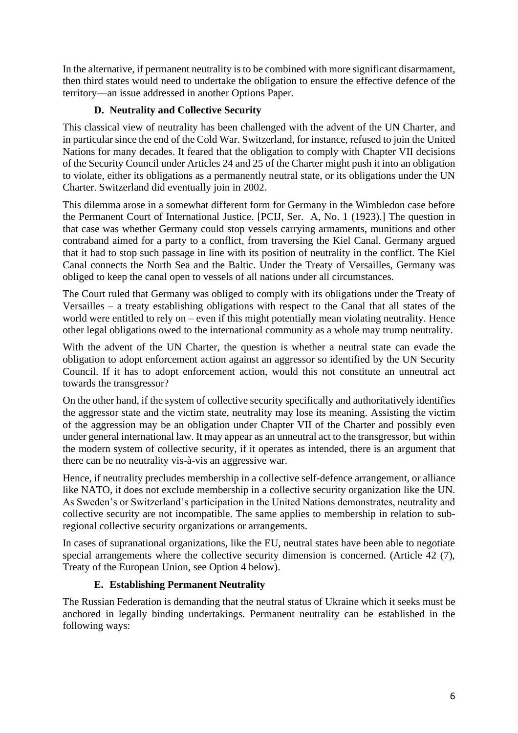In the alternative, if permanent neutrality is to be combined with more significant disarmament, then third states would need to undertake the obligation to ensure the effective defence of the territory—an issue addressed in another Options Paper.

### D. Neutrality and Collective Security

This classical view of neutrality has been challenged with the advent of the UN Charter, and in particular since the end of the Cold War. Switzerland, for instance, refused to join the United Nations for many decades. It feared that the obligation to comply with Chapter VII decisions of the Security Council under Articles 24 and 25 of the Charter might push it into an obligation to violate, either its obligations as a permanently neutral state, or its obligations under the UN Charter. Switzerland did eventually join in 2002.

This dilemma arose in a somewhat different form for Germany in the Wimbledon case before the Permanent Court of International Justice. [PCIJ, Ser. A, No. 1 (1923).] The question in that case was whether Germany could stop vessels carrying armaments, munitions and other contraband aimed for a party to a conflict, from traversing the Kiel Canal. Germany argued that it had to stop such passage in line with its position of neutrality in the conflict. The Kiel Canal connects the North Sea and the Baltic. Under the Treaty of Versailles, Germany was obliged to keep the canal open to vessels of all nations under all circumstances.

The Court ruled that Germany was obliged to comply with its obligations under the Treaty of Versailles – a treaty establishing obligations with respect to the Canal that all states of the world were entitled to rely on – even if this might potentially mean violating neutrality. Hence other legal obligations owed to the international community as a whole may trump neutrality.

With the advent of the UN Charter, the question is whether a neutral state can evade the obligation to adopt enforcement action against an aggressor so identified by the UN Security Council. If it has to adopt enforcement action, would this not constitute an unneutral act towards the transgressor?

On the other hand, if the system of collective security specifically and authoritatively identifies the aggressor state and the victim state, neutrality may lose its meaning. Assisting the victim of the aggression may be an obligation under Chapter VII of the Charter and possibly even under general international law. It may appear as an unneutral act to the transgressor, but within the modern system of collective security, if it operates as intended, there is an argument that there can be no neutrality vis-à-vis an aggressive war.

Hence, if neutrality precludes membership in a collective self-defence arrangement, or alliance like NATO, it does not exclude membership in a collective security organization like the UN. As Sweden's or Switzerland's participation in the United Nations demonstrates, neutrality and collective security are not incompatible. The same applies to membership in relation to sub-regional collective security organizations or arrangements.

In cases of supranational organizations, like the EU, neutral states have been able to negotiate special arrangements where the collective security dimension is concerned. (Article 42 (7), Treaty of the European Union, see Option 4 below).

### E. Establishing Permanent Neutrality

The Russian Federation is demanding that the neutral status of Ukraine which it seeks must be anchored in legally binding undertakings. Permanent neutrality can be established in the following ways: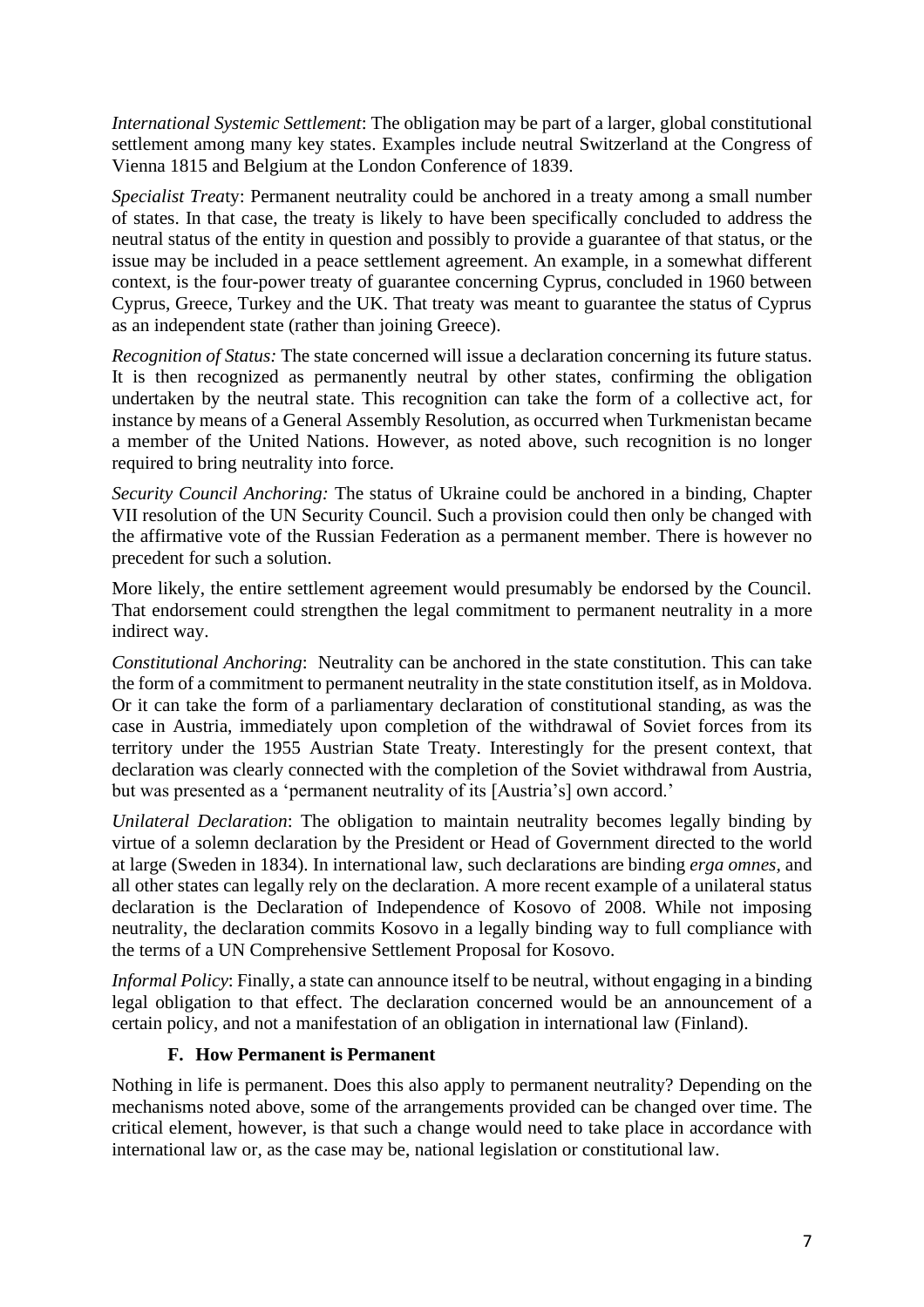*International Systemic Settlement*: The obligation may be part of a larger, global constitutional settlement among many key states. Examples include neutral Switzerland at the Congress of Vienna 1815 and Belgium at the London Conference of 1839.

*Specialist Treaty*: Permanent neutrality could be anchored in a treaty among a small number of states. In that case, the treaty is likely to have been specifically concluded to address the neutral status of the entity in question and possibly to provide a guarantee of that status, or the issue may be included in a peace settlement agreement. An example, in a somewhat different context, is the four-power treaty of guarantee concerning Cyprus, concluded in 1960 between Cyprus, Greece, Turkey and the UK. That treaty was meant to guarantee the status of Cyprus as an independent state (rather than joining Greece).

*Recognition of Status:* The state concerned will issue a declaration concerning its future status. It is then recognized as permanently neutral by other states, confirming the obligation undertaken by the neutral state. This recognition can take the form of a collective act, for instance by means of a General Assembly Resolution, as occurred when Turkmenistan became a member of the United Nations. However, as noted above, such recognition is no longer required to bring neutrality into force.

*Security Council Anchoring:* The status of Ukraine could be anchored in a binding, Chapter VII resolution of the UN Security Council. Such a provision could then only be changed with the affirmative vote of the Russian Federation as a permanent member. There is however no precedent for such a solution.

More likely, the entire settlement agreement would presumably be endorsed by the Council. That endorsement could strengthen the legal commitment to permanent neutrality in a more indirect way.

*Constitutional Anchoring*: Neutrality can be anchored in the state constitution. This can take the form of a commitment to permanent neutrality in the state constitution itself, as in Moldova. Or it can take the form of a parliamentary declaration of constitutional standing, as was the case in Austria, immediately upon completion of the withdrawal of Soviet forces from its territory under the 1955 Austrian State Treaty. Interestingly for the present context, that declaration was clearly connected with the completion of the Soviet withdrawal from Austria, but was presented as a 'permanent neutrality of its [Austria's] own accord.'

*Unilateral Declaration*: The obligation to maintain neutrality becomes legally binding by virtue of a solemn declaration by the President or Head of Government directed to the world at large (Sweden in 1834). In international law, such declarations are binding *erga omnes*, and all other states can legally rely on the declaration. A more recent example of a unilateral status declaration is the Declaration of Independence of Kosovo of 2008. While not imposing neutrality, the declaration commits Kosovo in a legally binding way to full compliance with the terms of a UN Comprehensive Settlement Proposal for Kosovo.

*Informal Policy*: Finally, a state can announce itself to be neutral, without engaging in a binding legal obligation to that effect. The declaration concerned would be an announcement of a certain policy, and not a manifestation of an obligation in international law (Finland).

### F. How Permanent is Permanent

Nothing in life is permanent. Does this also apply to permanent neutrality? Depending on the mechanisms noted above, some of the arrangements provided can be changed over time. The critical element, however, is that such a change would need to take place in accordance with international law or, as the case may be, national legislation or constitutional law.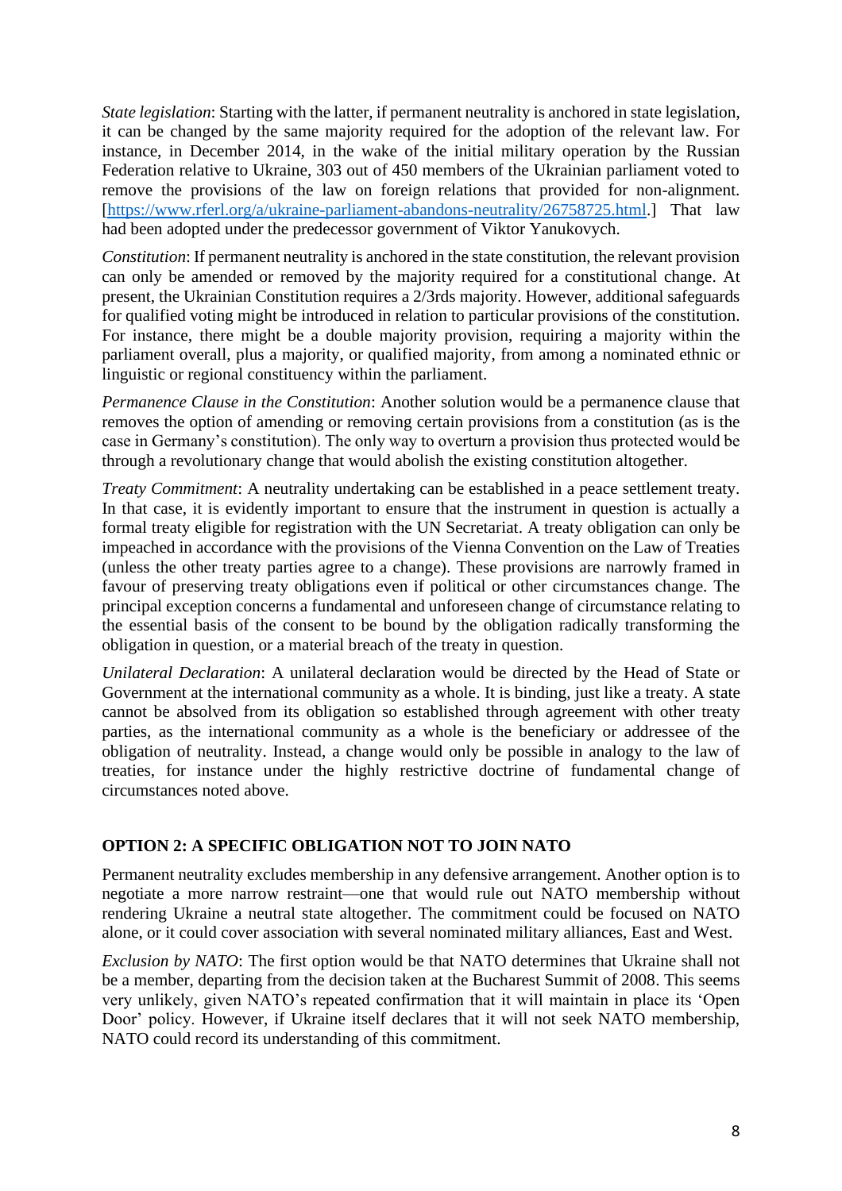*State legislation*: Starting with the latter, if permanent neutrality is anchored in state legislation, it can be changed by the same majority required for the adoption of the relevant law. For instance, in December 2014, in the wake of the initial military operation by the Russian Federation relative to Ukraine, 303 out of 450 members of the Ukrainian parliament voted to remove the provisions of the law on foreign relations that provided for non-alignment. [https://www.rferl.org/a/ukraine-parliament-abandons-neutrality/26758725.html.] That law had been adopted under the predecessor government of Viktor Yanukovych.

*Constitution*: If permanent neutrality is anchored in the state constitution, the relevant provision can only be amended or removed by the majority required for a constitutional change. At present, the Ukrainian Constitution requires a 2/3rds majority. However, additional safeguards for qualified voting might be introduced in relation to particular provisions of the constitution. For instance, there might be a double majority provision, requiring a majority within the parliament overall, plus a majority, or qualified majority, from among a nominated ethnic or linguistic or regional constituency within the parliament.

*Permanence Clause in the Constitution*: Another solution would be a permanence clause that removes the option of amending or removing certain provisions from a constitution (as is the case in Germany's constitution). The only way to overturn a provision thus protected would be through a revolutionary change that would abolish the existing constitution altogether.

*Treaty Commitment*: A neutrality undertaking can be established in a peace settlement treaty. In that case, it is evidently important to ensure that the instrument in question is actually a formal treaty eligible for registration with the UN Secretariat. A treaty obligation can only be impeached in accordance with the provisions of the Vienna Convention on the Law of Treaties (unless the other treaty parties agree to a change). These provisions are narrowly framed in favour of preserving treaty obligations even if political or other circumstances change. The principal exception concerns a fundamental and unforeseen change of circumstance relating to the essential basis of the consent to be bound by the obligation radically transforming the obligation in question, or a material breach of the treaty in question.

*Unilateral Declaration*: A unilateral declaration would be directed by the Head of State or Government at the international community as a whole. It is binding, just like a treaty. A state cannot be absolved from its obligation so established through agreement with other treaty parties, as the international community as a whole is the beneficiary or addressee of the obligation of neutrality. Instead, a change would only be possible in analogy to the law of treaties, for instance under the highly restrictive doctrine of fundamental change of circumstances noted above.

## OPTION 2: A SPECIFIC OBLIGATION NOT TO JOIN NATO

Permanent neutrality excludes membership in any defensive arrangement. Another option is to negotiate a more narrow restraint—one that would rule out NATO membership without rendering Ukraine a neutral state altogether. The commitment could be focused on NATO alone, or it could cover association with several nominated military alliances, East and West.

*Exclusion by NATO*: The first option would be that NATO determines that Ukraine shall not be a member, departing from the decision taken at the Bucharest Summit of 2008. This seems very unlikely, given NATO's repeated confirmation that it will maintain in place its 'Open Door' policy. However, if Ukraine itself declares that it will not seek NATO membership, NATO could record its understanding of this commitment.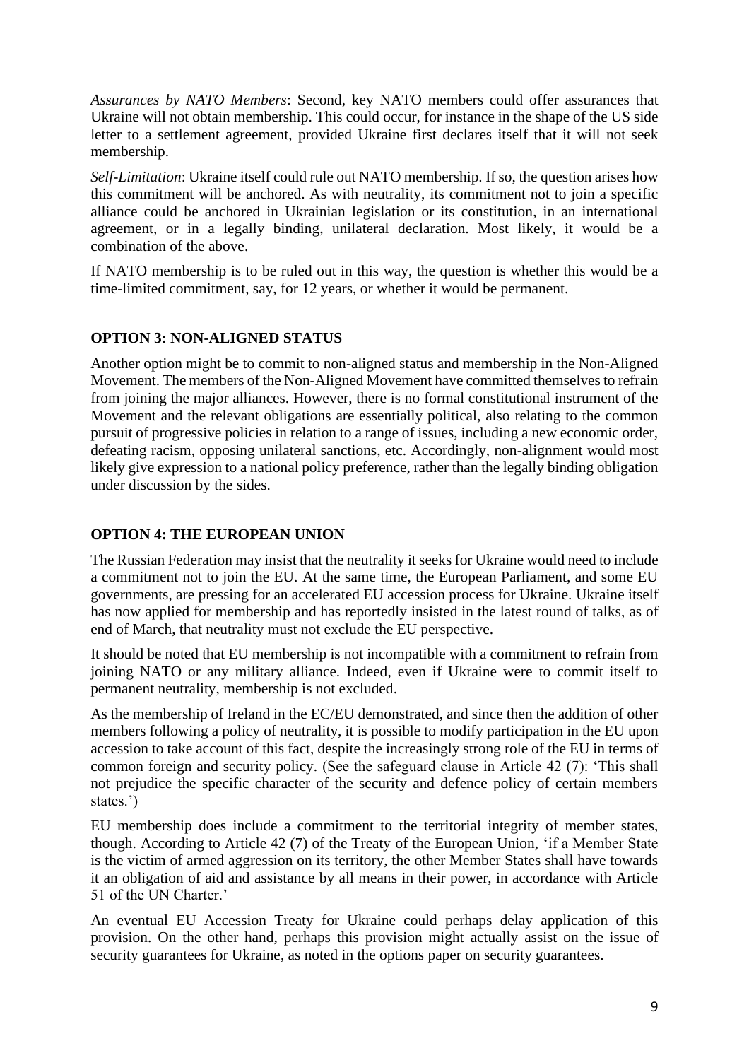*Assurances by NATO Members*: Second, key NATO members could offer assurances that Ukraine will not obtain membership. This could occur, for instance in the shape of the US side letter to a settlement agreement, provided Ukraine first declares itself that it will not seek membership.

*Self-Limitation*: Ukraine itself could rule out NATO membership. If so, the question arises how this commitment will be anchored. As with neutrality, its commitment not to join a specific alliance could be anchored in Ukrainian legislation or its constitution, in an international agreement, or in a legally binding, unilateral declaration. Most likely, it would be a combination of the above.

If NATO membership is to be ruled out in this way, the question is whether this would be a time-limited commitment, say, for 12 years, or whether it would be permanent.

## OPTION 3: NON-ALIGNED STATUS

Another option might be to commit to non-aligned status and membership in the Non-Aligned Movement. The members of the Non-Aligned Movement have committed themselves to refrain from joining the major alliances. However, there is no formal constitutional instrument of the Movement and the relevant obligations are essentially political, also relating to the common pursuit of progressive policies in relation to a range of issues, including a new economic order, defeating racism, opposing unilateral sanctions, etc. Accordingly, non-alignment would most likely give expression to a national policy preference, rather than the legally binding obligation under discussion by the sides.

## OPTION 4: THE EUROPEAN UNION

The Russian Federation may insist that the neutrality it seeks for Ukraine would need to include a commitment not to join the EU. At the same time, the European Parliament, and some EU governments, are pressing for an accelerated EU accession process for Ukraine. Ukraine itself has now applied for membership and has reportedly insisted in the latest round of talks, as of end of March, that neutrality must not exclude the EU perspective.

It should be noted that EU membership is not incompatible with a commitment to refrain from joining NATO or any military alliance. Indeed, even if Ukraine were to commit itself to permanent neutrality, membership is not excluded.

As the membership of Ireland in the EC/EU demonstrated, and since then the addition of other members following a policy of neutrality, it is possible to modify participation in the EU upon accession to take account of this fact, despite the increasingly strong role of the EU in terms of common foreign and security policy. (See the safeguard clause in Article 42 (7): 'This shall not prejudice the specific character of the security and defence policy of certain members states.')

EU membership does include a commitment to the territorial integrity of member states, though. According to Article 42 (7) of the Treaty of the European Union, 'if a Member State is the victim of armed aggression on its territory, the other Member States shall have towards it an obligation of aid and assistance by all means in their power, in accordance with Article 51 of the UN Charter.'

An eventual EU Accession Treaty for Ukraine could perhaps delay application of this provision. On the other hand, perhaps this provision might actually assist on the issue of security guarantees for Ukraine, as noted in the options paper on security guarantees.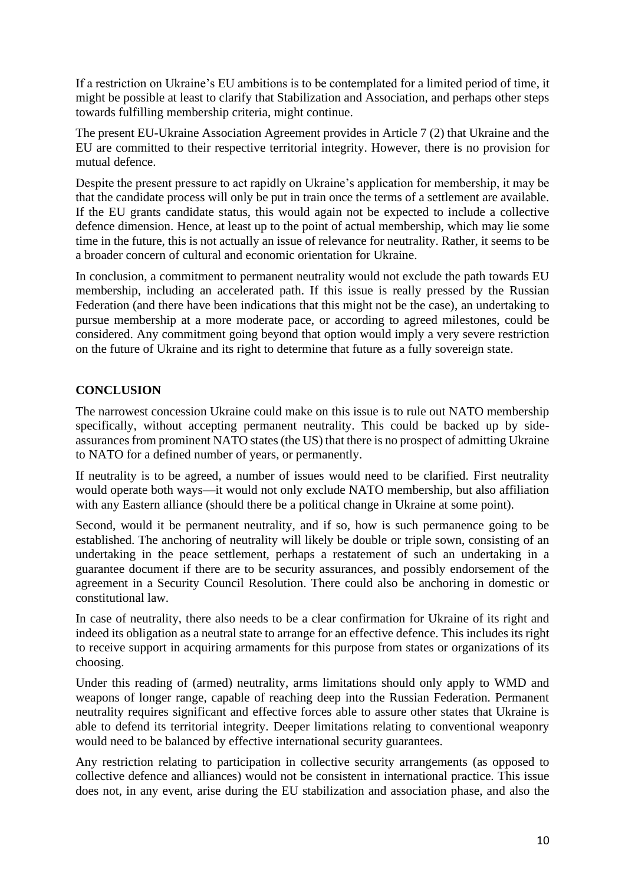If a restriction on Ukraine's EU ambitions is to be contemplated for a limited period of time, it might be possible at least to clarify that Stabilization and Association, and perhaps other steps towards fulfilling membership criteria, might continue.

The present EU-Ukraine Association Agreement provides in Article 7 (2) that Ukraine and the EU are committed to their respective territorial integrity. However, there is no provision for mutual defence.

Despite the present pressure to act rapidly on Ukraine's application for membership, it may be that the candidate process will only be put in train once the terms of a settlement are available. If the EU grants candidate status, this would again not be expected to include a collective defence dimension. Hence, at least up to the point of actual membership, which may lie some time in the future, this is not actually an issue of relevance for neutrality. Rather, it seems to be a broader concern of cultural and economic orientation for Ukraine.

In conclusion, a commitment to permanent neutrality would not exclude the path towards EU membership, including an accelerated path. If this issue is really pressed by the Russian Federation (and there have been indications that this might not be the case), an undertaking to pursue membership at a more moderate pace, or according to agreed milestones, could be considered. Any commitment going beyond that option would imply a very severe restriction on the future of Ukraine and its right to determine that future as a fully sovereign state.

## CONCLUSION

The narrowest concession Ukraine could make on this issue is to rule out NATO membership specifically, without accepting permanent neutrality. This could be backed up by side-assurances from prominent NATO states (the US) that there is no prospect of admitting Ukraine to NATO for a defined number of years, or permanently.

If neutrality is to be agreed, a number of issues would need to be clarified. First neutrality would operate both ways—it would not only exclude NATO membership, but also affiliation with any Eastern alliance (should there be a political change in Ukraine at some point).

Second, would it be permanent neutrality, and if so, how is such permanence going to be established. The anchoring of neutrality will likely be double or triple sown, consisting of an undertaking in the peace settlement, perhaps a restatement of such an undertaking in a guarantee document if there are to be security assurances, and possibly endorsement of the agreement in a Security Council Resolution. There could also be anchoring in domestic or constitutional law.

In case of neutrality, there also needs to be a clear confirmation for Ukraine of its right and indeed its obligation as a neutral state to arrange for an effective defence. This includes its right to receive support in acquiring armaments for this purpose from states or organizations of its choosing.

Under this reading of (armed) neutrality, arms limitations should only apply to WMD and weapons of longer range, capable of reaching deep into the Russian Federation. Permanent neutrality requires significant and effective forces able to assure other states that Ukraine is able to defend its territorial integrity. Deeper limitations relating to conventional weaponry would need to be balanced by effective international security guarantees.

Any restriction relating to participation in collective security arrangements (as opposed to collective defence and alliances) would not be consistent in international practice. This issue does not, in any event, arise during the EU stabilization and association phase, and also the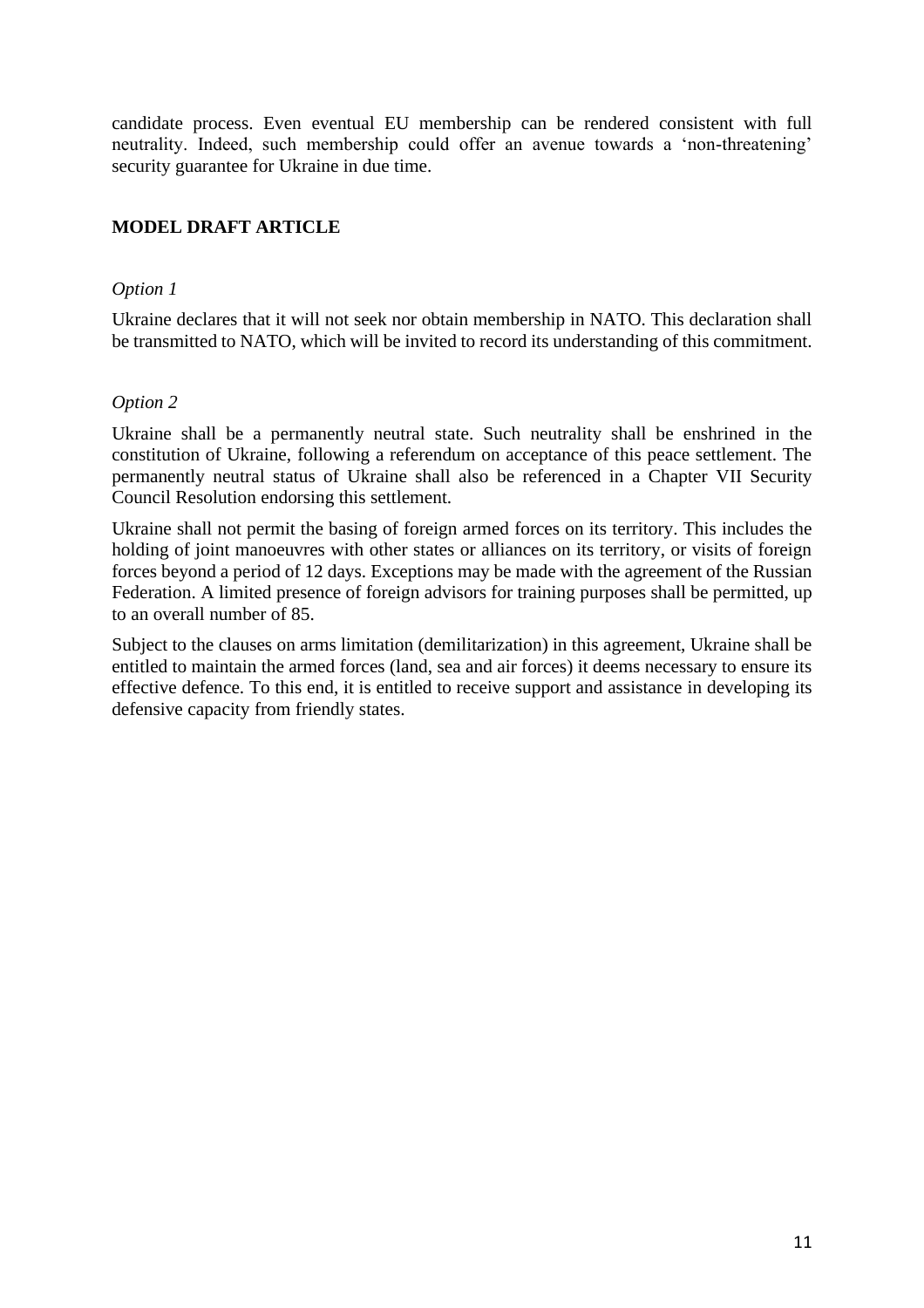candidate process. Even eventual EU membership can be rendered consistent with full neutrality. Indeed, such membership could offer an avenue towards a 'non-threatening' security guarantee for Ukraine in due time.

## MODEL DRAFT ARTICLE

*Option 1*

Ukraine declares that it will not seek nor obtain membership in NATO. This declaration shall be transmitted to NATO, which will be invited to record its understanding of this commitment.

*Option 2*

Ukraine shall be a permanently neutral state. Such neutrality shall be enshrined in the constitution of Ukraine, following a referendum on acceptance of this peace settlement. The permanently neutral status of Ukraine shall also be referenced in a Chapter VII Security Council Resolution endorsing this settlement.

Ukraine shall not permit the basing of foreign armed forces on its territory. This includes the holding of joint manoeuvres with other states or alliances on its territory, or visits of foreign forces beyond a period of 12 days. Exceptions may be made with the agreement of the Russian Federation. A limited presence of foreign advisors for training purposes shall be permitted, up to an overall number of 85.

Subject to the clauses on arms limitation (demilitarization) in this agreement, Ukraine shall be entitled to maintain the armed forces (land, sea and air forces) it deems necessary to ensure its effective defence. To this end, it is entitled to receive support and assistance in developing its defensive capacity from friendly states.